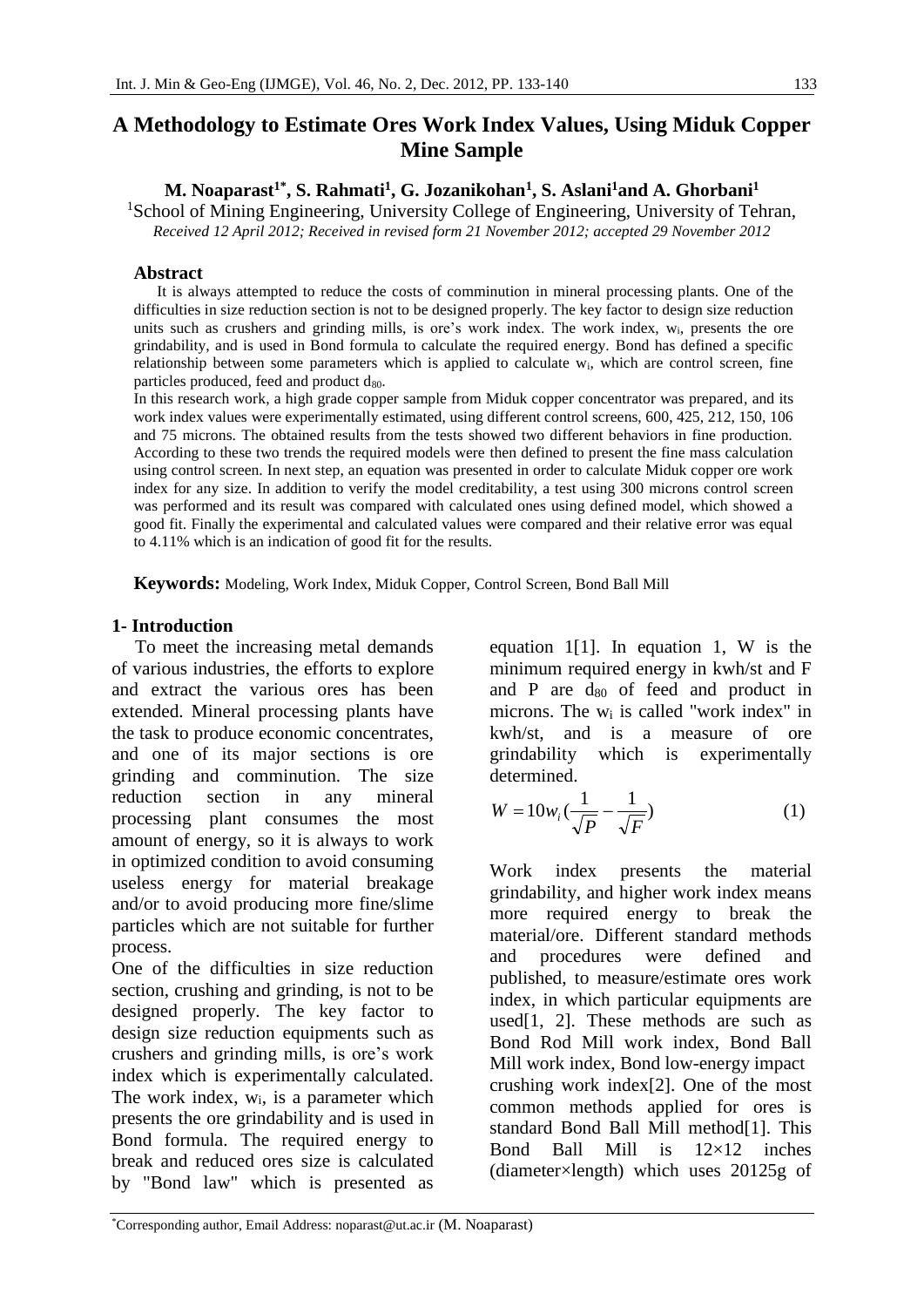# A Methodology to Estimate Ores Work Index Values, Using Miduk Copper Mine Sample

**M. Noaparast[1*], S. Rahmati[1], G. Jozanikohan[1], S. Aslani[1] and A. Ghorbani[1]**

[1]School of Mining Engineering, University College of Engineering, University of Tehran,

*Received 12 April 2012; Received in revised form 21 November 2012; accepted 29 November 2012*

## Abstract

It is always attempted to reduce the costs of comminution in mineral processing plants. One of the difficulties in size reduction section is not to be designed properly. The key factor to design size reduction units such as crushers and grinding mills, is ore's work index. The work index, $w_i$, presents the ore grindability, and is used in Bond formula to calculate the required energy. Bond has defined a specific relationship between some parameters which is applied to calculate $w_i$, which are control screen, fine particles produced, feed and product $d_{80}$.

In this research work, a high grade copper sample from Miduk copper concentrator was prepared, and its work index values were experimentally estimated, using different control screens, 600, 425, 212, 150, 106 and 75 microns. The obtained results from the tests showed two different behaviors in fine production. According to these two trends the required models were then defined to present the fine mass calculation using control screen. In next step, an equation was presented in order to calculate Miduk copper ore work index for any size. In addition to verify the model creditability, a test using 300 microns control screen was performed and its result was compared with calculated ones using defined model, which showed a good fit. Finally the experimental and calculated values were compared and their relative error was equal to 4.11% which is an indication of good fit for the results.

**Keywords:** Modeling, Work Index, Miduk Copper, Control Screen, Bond Ball Mill

## 1- Introduction

To meet the increasing metal demands of various industries, the efforts to explore and extract the various ores has been extended. Mineral processing plants have the task to produce economic concentrates, and one of its major sections is ore grinding and comminution. The size reduction section in any mineral processing plant consumes the most amount of energy, so it is always to work in optimized condition to avoid consuming useless energy for material breakage and/or to avoid producing more fine/slime particles which are not suitable for further process.

One of the difficulties in size reduction section, crushing and grinding, is not to be designed properly. The key factor to design size reduction equipments such as crushers and grinding mills, is ore's work index which is experimentally calculated. The work index, $w_i$, is a parameter which presents the ore grindability and is used in Bond formula. The required energy to break and reduced ores size is calculated by "Bond law" which is presented as equation 1[1]. In equation 1, W is the minimum required energy in kwh/st and F and P are $d_{80}$ of feed and product in microns. The $w_i$ is called "work index" in kwh/st, and is a measure of ore grindability which is experimentally determined.

$$W = 10w_i\left(\frac{1}{\sqrt{P}} - \frac{1}{\sqrt{F}}\right) \qquad (1)$$

Work index presents the material grindability, and higher work index means more required energy to break the material/ore. Different standard methods and procedures were defined and published, to measure/estimate ores work index, in which particular equipments are used[1, 2]. These methods are such as Bond Rod Mill work index, Bond Ball Mill work index, Bond low-energy impact crushing work index[2]. One of the most common methods applied for ores is standard Bond Ball Mill method[1]. This Bond Ball Mill is 12×12 inches (diameter×length) which uses 20125g of

*Corresponding author, Email Address: noparast@ut.ac.ir (M. Noaparast)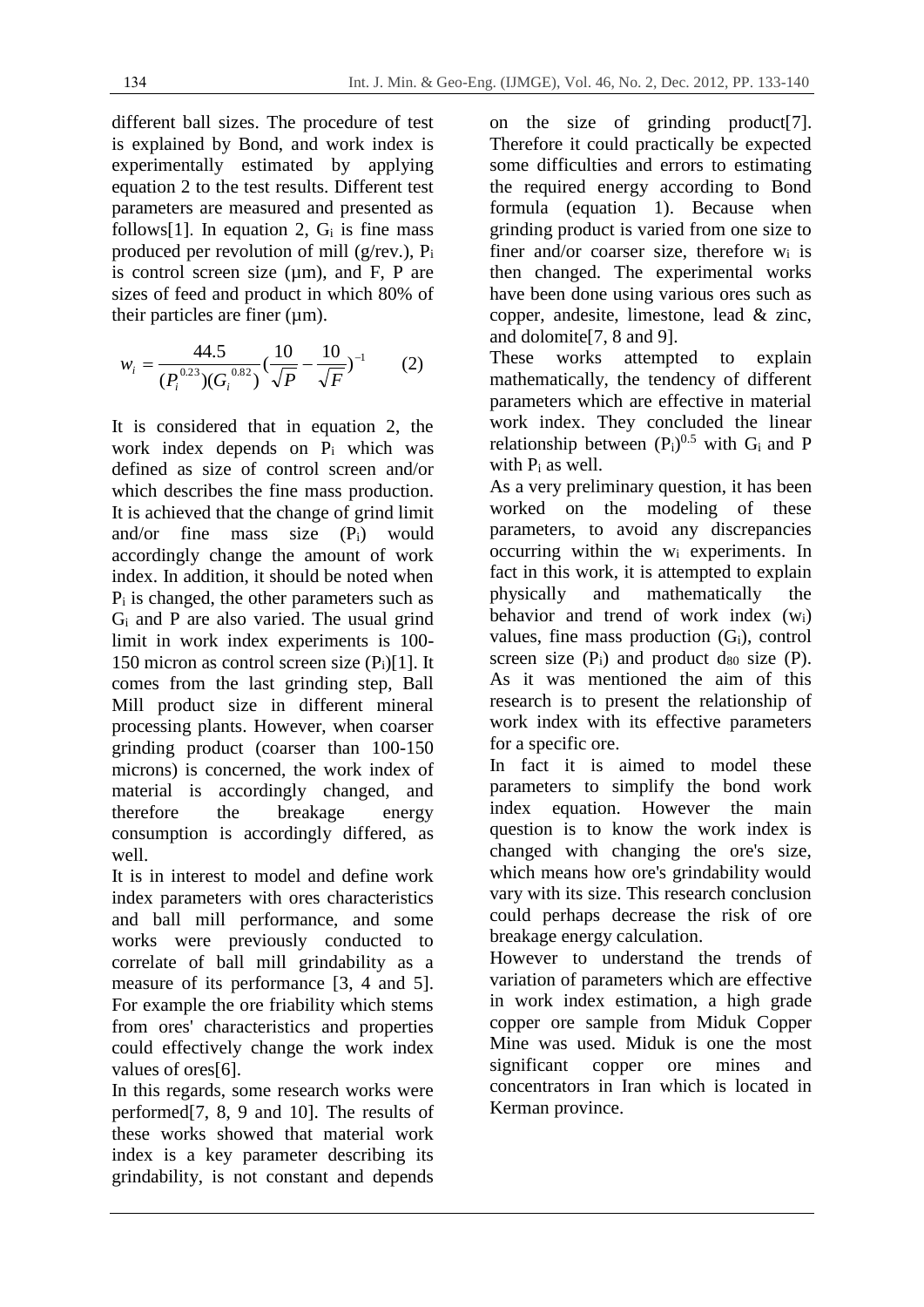different ball sizes. The procedure of test is explained by Bond, and work index is experimentally estimated by applying equation 2 to the test results. Different test parameters are measured and presented as follows[1]. In equation 2, $G_i$ is fine mass produced per revolution of mill (g/rev.), $P_i$ is control screen size (µm), and F, P are sizes of feed and product in which 80% of their particles are finer (µm).

$$w_i = \frac{44.5}{(P_i^{0.23})(G_i^{0.82})}\left(\frac{10}{\sqrt{P}} - \frac{10}{\sqrt{F}}\right)^{-1} \qquad (2)$$

It is considered that in equation 2, the work index depends on $P_i$ which was defined as size of control screen and/or which describes the fine mass production. It is achieved that the change of grind limit and/or fine mass size ($P_i$) would accordingly change the amount of work index. In addition, it should be noted when $P_i$ is changed, the other parameters such as $G_i$ and P are also varied. The usual grind limit in work index experiments is 100-150 micron as control screen size ($P_i$)[1]. It comes from the last grinding step, Ball Mill product size in different mineral processing plants. However, when coarser grinding product (coarser than 100-150 microns) is concerned, the work index of material is accordingly changed, and therefore the breakage energy consumption is accordingly differed, as well.

It is in interest to model and define work index parameters with ores characteristics and ball mill performance, and some works were previously conducted to correlate of ball mill grindability as a measure of its performance [3, 4 and 5]. For example the ore friability which stems from ores' characteristics and properties could effectively change the work index values of ores[6].

In this regards, some research works were performed[7, 8, 9 and 10]. The results of these works showed that material work index is a key parameter describing its grindability, is not constant and depends on the size of grinding product[7]. Therefore it could practically be expected some difficulties and errors to estimating the required energy according to Bond formula (equation 1). Because when grinding product is varied from one size to finer and/or coarser size, therefore $w_i$ is then changed. The experimental works have been done using various ores such as copper, andesite, limestone, lead & zinc, and dolomite[7, 8 and 9].

These works attempted to explain mathematically, the tendency of different parameters which are effective in material work index. They concluded the linear relationship between $(P_i)^{0.5}$ with $G_i$ and P with $P_i$ as well.

As a very preliminary question, it has been worked on the modeling of these parameters, to avoid any discrepancies occurring within the $w_i$ experiments. In fact in this work, it is attempted to explain physically and mathematically the behavior and trend of work index ($w_i$) values, fine mass production ($G_i$), control screen size ($P_i$) and product $d_{80}$ size (P). As it was mentioned the aim of this research is to present the relationship of work index with its effective parameters for a specific ore.

In fact it is aimed to model these parameters to simplify the bond work index equation. However the main question is to know the work index is changed with changing the ore's size, which means how ore's grindability would vary with its size. This research conclusion could perhaps decrease the risk of ore breakage energy calculation.

However to understand the trends of variation of parameters which are effective in work index estimation, a high grade copper ore sample from Miduk Copper Mine was used. Miduk is one the most significant copper ore mines and concentrators in Iran which is located in Kerman province.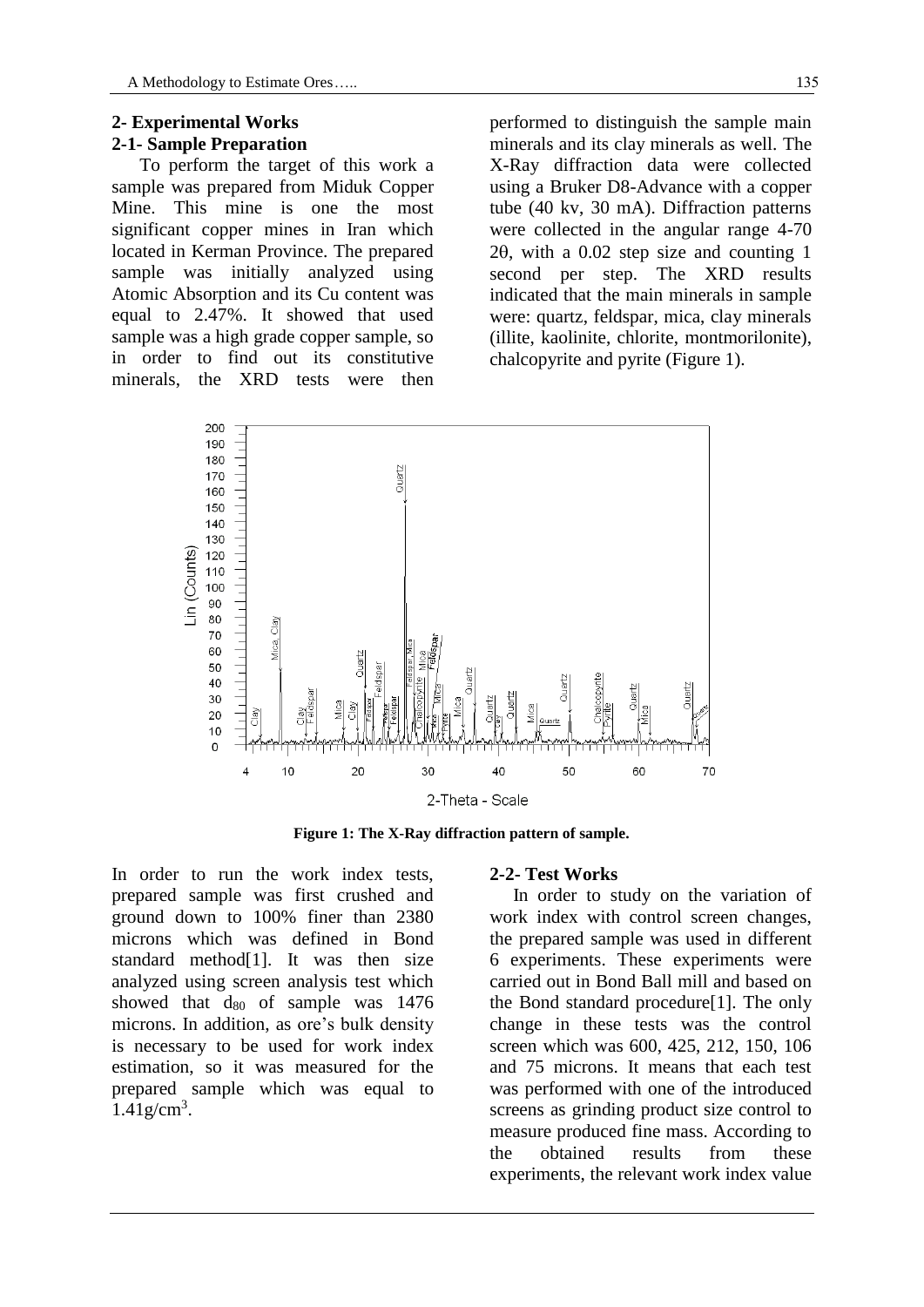## 2- Experimental Works

### 2-1- Sample Preparation

To perform the target of this work a sample was prepared from Miduk Copper Mine. This mine is one the most significant copper mines in Iran which located in Kerman Province. The prepared sample was initially analyzed using Atomic Absorption and its Cu content was equal to 2.47%. It showed that used sample was a high grade copper sample, so in order to find out its constitutive minerals, the XRD tests were then performed to distinguish the sample main minerals and its clay minerals as well. The X-Ray diffraction data were collected using a Bruker D8-Advance with a copper tube (40 kv, 30 mA). Diffraction patterns were collected in the angular range 4-70 2θ, with a 0.02 step size and counting 1 second per step. The XRD results indicated that the main minerals in sample were: quartz, feldspar, mica, clay minerals (illite, kaolinite, chlorite, montmorilonite), chalcopyrite and pyrite (Figure 1).

**Figure 1: The X-Ray diffraction pattern of sample.**

In order to run the work index tests, prepared sample was first crushed and ground down to 100% finer than 2380 microns which was defined in Bond standard method[1]. It was then size analyzed using screen analysis test which showed that $d_{80}$ of sample was 1476 microns. In addition, as ore's bulk density is necessary to be used for work index estimation, so it was measured for the prepared sample which was equal to $1.41 g/cm^3$.

### 2-2- Test Works

In order to study on the variation of work index with control screen changes, the prepared sample was used in different 6 experiments. These experiments were carried out in Bond Ball mill and based on the Bond standard procedure[1]. The only change in these tests was the control screen which was 600, 425, 212, 150, 106 and 75 microns. It means that each test was performed with one of the introduced screens as grinding product size control to measure produced fine mass. According to the obtained results from these experiments, the relevant work index value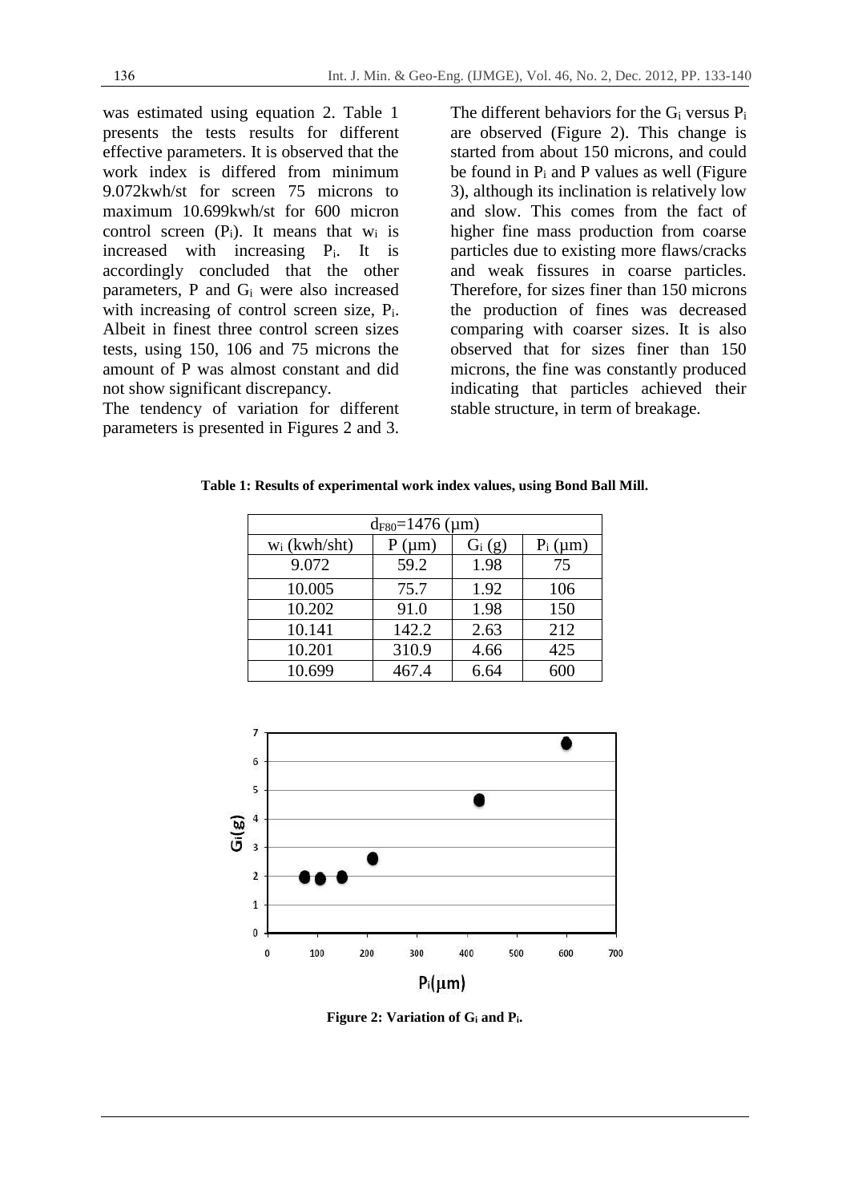was estimated using equation 2. Table 1 presents the tests results for different effective parameters. It is observed that the work index is differed from minimum 9.072kwh/st for screen 75 microns to maximum 10.699kwh/st for 600 micron control screen ($P_i$). It means that $w_i$ is increased with increasing $P_i$. It is accordingly concluded that the other parameters, P and $G_i$ were also increased with increasing of control screen size, $P_i$. Albeit in finest three control screen sizes tests, using 150, 106 and 75 microns the amount of P was almost constant and did not show significant discrepancy.

The tendency of variation for different parameters is presented in Figures 2 and 3.

The different behaviors for the $G_i$ versus $P_i$ are observed (Figure 2). This change is started from about 150 microns, and could be found in $P_i$ and P values as well (Figure 3), although its inclination is relatively low and slow. This comes from the fact of higher fine mass production from coarse particles due to existing more flaws/cracks and weak fissures in coarse particles. Therefore, for sizes finer than 150 microns the production of fines was decreased comparing with coarser sizes. It is also observed that for sizes finer than 150 microns, the fine was constantly produced indicating that particles achieved their stable structure, in term of breakage.

**Table 1: Results of experimental work index values, using Bond Ball Mill.**

| $d_{F80}$=1476 (μm) | | | |
|---|---|---|---|
| $w_i$ (kwh/sht) | P (μm) | $G_i$ (g) | $P_i$ (μm) |
| 9.072 | 59.2 | 1.98 | 75 |
| 10.005 | 75.7 | 1.92 | 106 |
| 10.202 | 91.0 | 1.98 | 150 |
| 10.141 | 142.2 | 2.63 | 212 |
| 10.201 | 310.9 | 4.66 | 425 |
| 10.699 | 467.4 | 6.64 | 600 |

**Figure 2: Variation of $G_i$ and $P_i$.**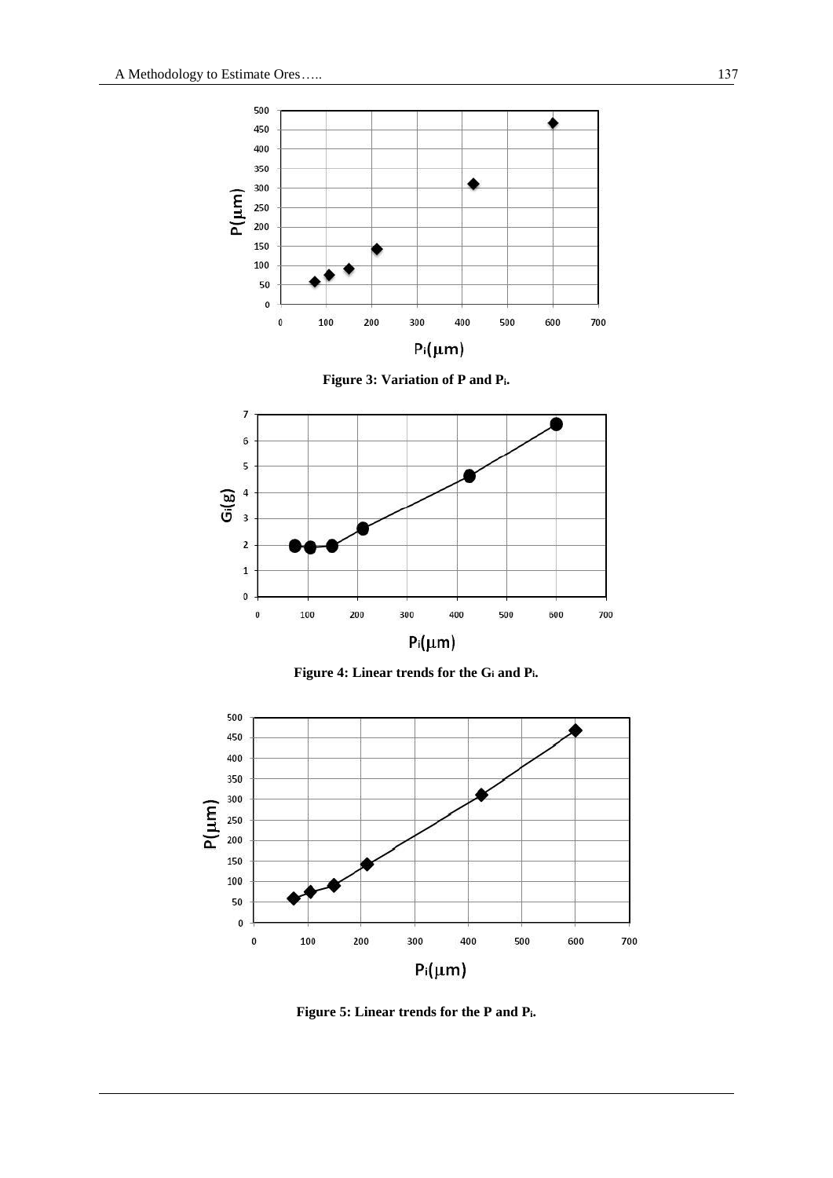**Figure 3: Variation of P and $P_i$.**

**Figure 4: Linear trends for the $G_i$ and $P_i$.**

**Figure 5: Linear trends for the P and $P_i$.**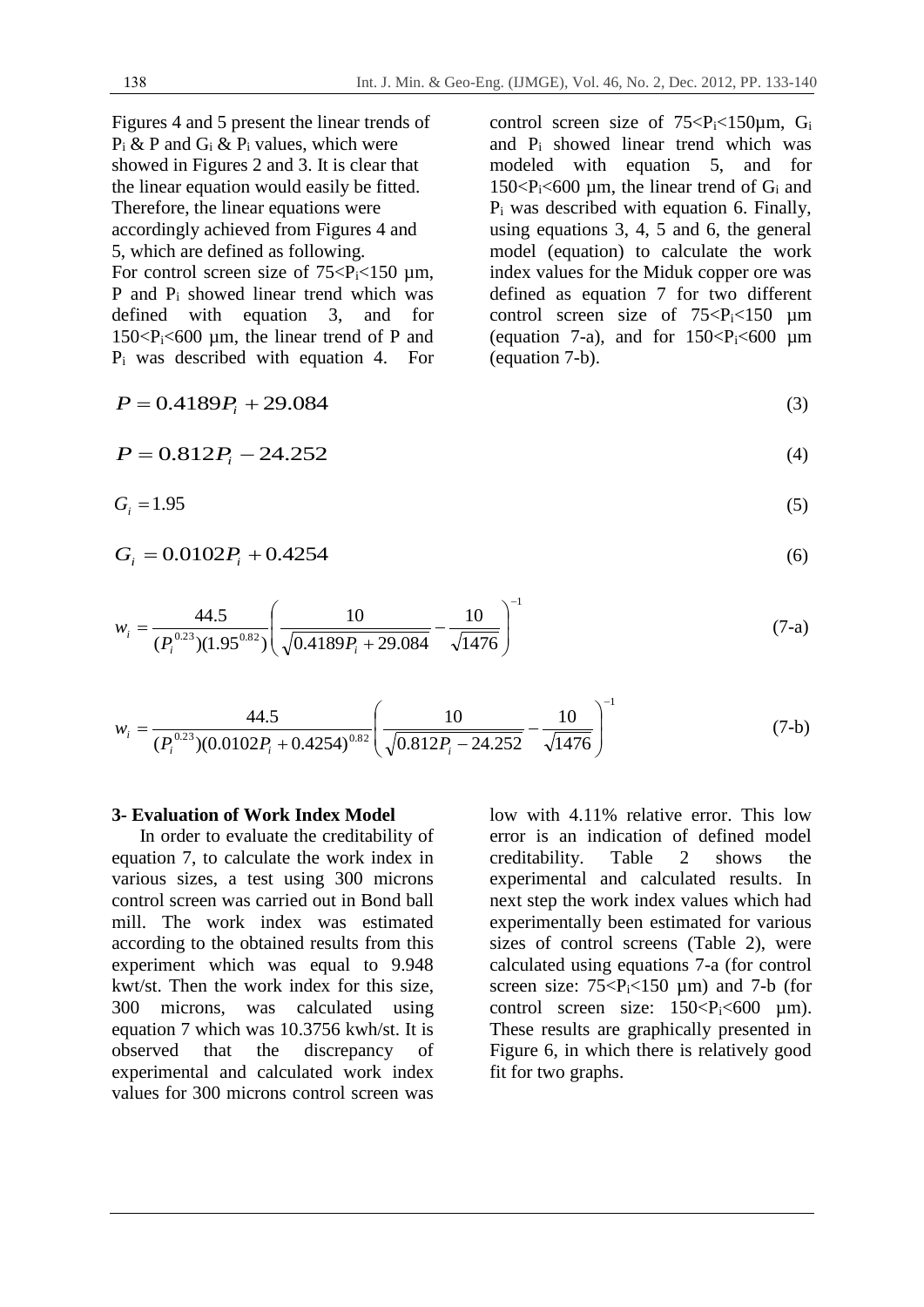Figures 4 and 5 present the linear trends of $P_i$ & P and $G_i$ & $P_i$ values, which were showed in Figures 2 and 3. It is clear that the linear equation would easily be fitted. Therefore, the linear equations were accordingly achieved from Figures 4 and 5, which are defined as following.

For control screen size of $75<P_i<150$ µm, P and $P_i$ showed linear trend which was defined with equation 3, and for $150<P_i<600$ µm, the linear trend of P and $P_i$ was described with equation 4. For control screen size of $75<P_i<150$µm, $G_i$ and $P_i$ showed linear trend which was modeled with equation 5, and for $150<P_i<600$ µm, the linear trend of $G_i$ and $P_i$ was described with equation 6. Finally, using equations 3, 4, 5 and 6, the general model (equation) to calculate the work index values for the Miduk copper ore was defined as equation 7 for two different control screen size of $75<P_i<150$ µm (equation 7-a), and for $150<P_i<600$ µm (equation 7-b).

$$P = 0.4189P_i + 29.084 \tag{3}$$

$$P = 0.812P_i - 24.252 \tag{4}$$

$$G_i = 1.95 \tag{5}$$

$$G_i = 0.0102P_i + 0.4254 \tag{6}$$

$$w_i = \frac{44.5}{(P_i^{0.23})(1.95^{0.82})}\left(\frac{10}{\sqrt{0.4189P_i + 29.084}} - \frac{10}{\sqrt{1476}}\right)^{-1} \tag{7-a}$$

$$w_i = \frac{44.5}{(P_i^{0.23})(0.0102P_i + 0.4254)^{0.82}}\left(\frac{10}{\sqrt{0.812P_i - 24.252}} - \frac{10}{\sqrt{1476}}\right)^{-1} \tag{7-b}$$

## 3- Evaluation of Work Index Model

In order to evaluate the creditability of equation 7, to calculate the work index in various sizes, a test using 300 microns control screen was carried out in Bond ball mill. The work index was estimated according to the obtained results from this experiment which was equal to 9.948 kwt/st. Then the work index for this size, 300 microns, was calculated using equation 7 which was 10.3756 kwh/st. It is observed that the discrepancy of experimental and calculated work index values for 300 microns control screen was low with 4.11% relative error. This low error is an indication of defined model creditability. Table 2 shows the experimental and calculated results. In next step the work index values which had experimentally been estimated for various sizes of control screens (Table 2), were calculated using equations 7-a (for control screen size: $75<P_i<150$ µm) and 7-b (for control screen size: $150<P_i<600$ µm). These results are graphically presented in Figure 6, in which there is relatively good fit for two graphs.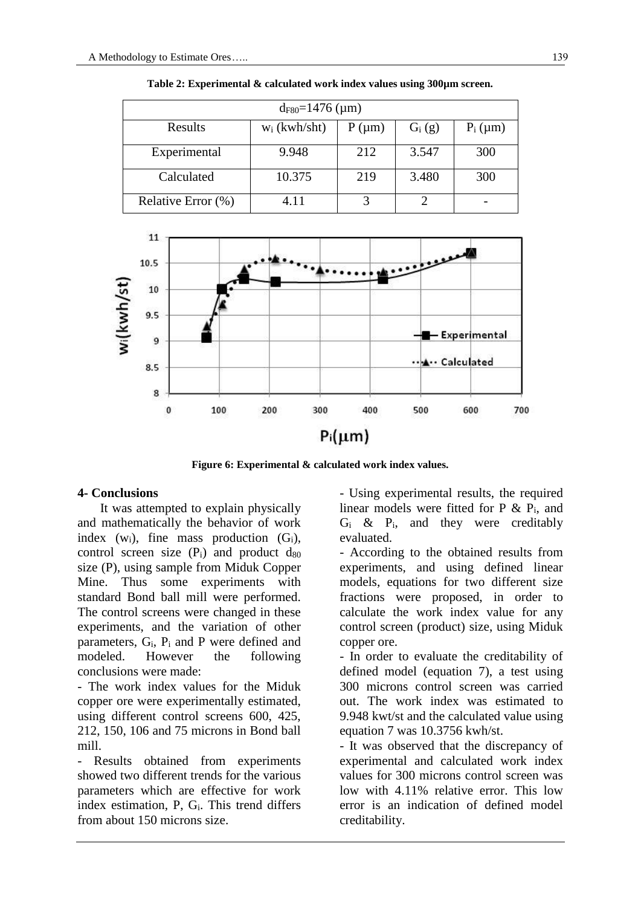**Table 2: Experimental & calculated work index values using 300μm screen.**

| $d_{F80}$=1476 (μm) | | | | |
|---|---|---|---|---|
| Results | $w_i$ (kwh/sht) | P (μm) | $G_i$ (g) | $P_i$ (μm) |
| Experimental | 9.948 | 212 | 3.547 | 300 |
| Calculated | 10.375 | 219 | 3.480 | 300 |
| Relative Error (%) | 4.11 | 3 | 2 | - |

**Figure 6: Experimental & calculated work index values.**

## 4- Conclusions

It was attempted to explain physically and mathematically the behavior of work index ($w_i$), fine mass production ($G_i$), control screen size ($P_i$) and product $d_{80}$ size (P), using sample from Miduk Copper Mine. Thus some experiments with standard Bond ball mill were performed. The control screens were changed in these experiments, and the variation of other parameters, $G_i$, $P_i$ and P were defined and modeled. However the following conclusions were made:

- The work index values for the Miduk copper ore were experimentally estimated, using different control screens 600, 425, 212, 150, 106 and 75 microns in Bond ball mill.
- Results obtained from experiments showed two different trends for the various parameters which are effective for work index estimation, P, $G_i$. This trend differs from about 150 microns size.
- Using experimental results, the required linear models were fitted for P & $P_i$, and $G_i$ & $P_i$, and they were creditably evaluated.
- According to the obtained results from experiments, and using defined linear models, equations for two different size fractions were proposed, in order to calculate the work index value for any control screen (product) size, using Miduk copper ore.
- In order to evaluate the creditability of defined model (equation 7), a test using 300 microns control screen was carried out. The work index was estimated to 9.948 kwt/st and the calculated value using equation 7 was 10.3756 kwh/st.
- It was observed that the discrepancy of experimental and calculated work index values for 300 microns control screen was low with 4.11% relative error. This low error is an indication of defined model creditability.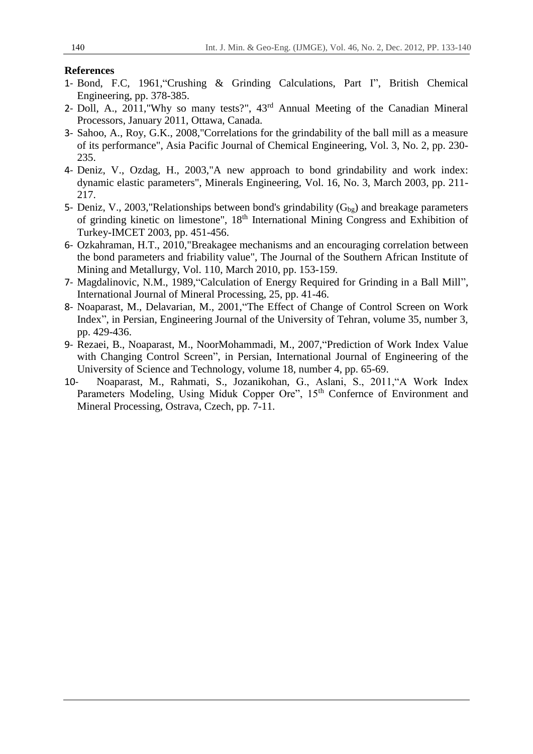**References**

1- Bond, F.C, 1961,"Crushing & Grinding Calculations, Part I", British Chemical Engineering, pp. 378-385.

2- Doll, A., 2011,"Why so many tests?", 43rd Annual Meeting of the Canadian Mineral Processors, January 2011, Ottawa, Canada.

3- Sahoo, A., Roy, G.K., 2008,"Correlations for the grindability of the ball mill as a measure of its performance", Asia Pacific Journal of Chemical Engineering, Vol. 3, No. 2, pp. 230-235.

4- Deniz, V., Ozdag, H., 2003,"A new approach to bond grindability and work index: dynamic elastic parameters", Minerals Engineering, Vol. 16, No. 3, March 2003, pp. 211-217.

5- Deniz, V., 2003,"Relationships between bond's grindability ($G_{bg}$) and breakage parameters of grinding kinetic on limestone", 18th International Mining Congress and Exhibition of Turkey-IMCET 2003, pp. 451-456.

6- Ozkahraman, H.T., 2010,"Breakagee mechanisms and an encouraging correlation between the bond parameters and friability value", The Journal of the Southern African Institute of Mining and Metallurgy, Vol. 110, March 2010, pp. 153-159.

7- Magdalinovic, N.M., 1989,"Calculation of Energy Required for Grinding in a Ball Mill", International Journal of Mineral Processing, 25, pp. 41-46.

8- Noaparast, M., Delavarian, M., 2001,"The Effect of Change of Control Screen on Work Index", in Persian, Engineering Journal of the University of Tehran, volume 35, number 3, pp. 429-436.

9- Rezaei, B., Noaparast, M., NoorMohammadi, M., 2007,"Prediction of Work Index Value with Changing Control Screen", in Persian, International Journal of Engineering of the University of Science and Technology, volume 18, number 4, pp. 65-69.

10- Noaparast, M., Rahmati, S., Jozanikohan, G., Aslani, S., 2011,"A Work Index Parameters Modeling, Using Miduk Copper Ore", 15th Confernce of Environment and Mineral Processing, Ostrava, Czech, pp. 7-11.